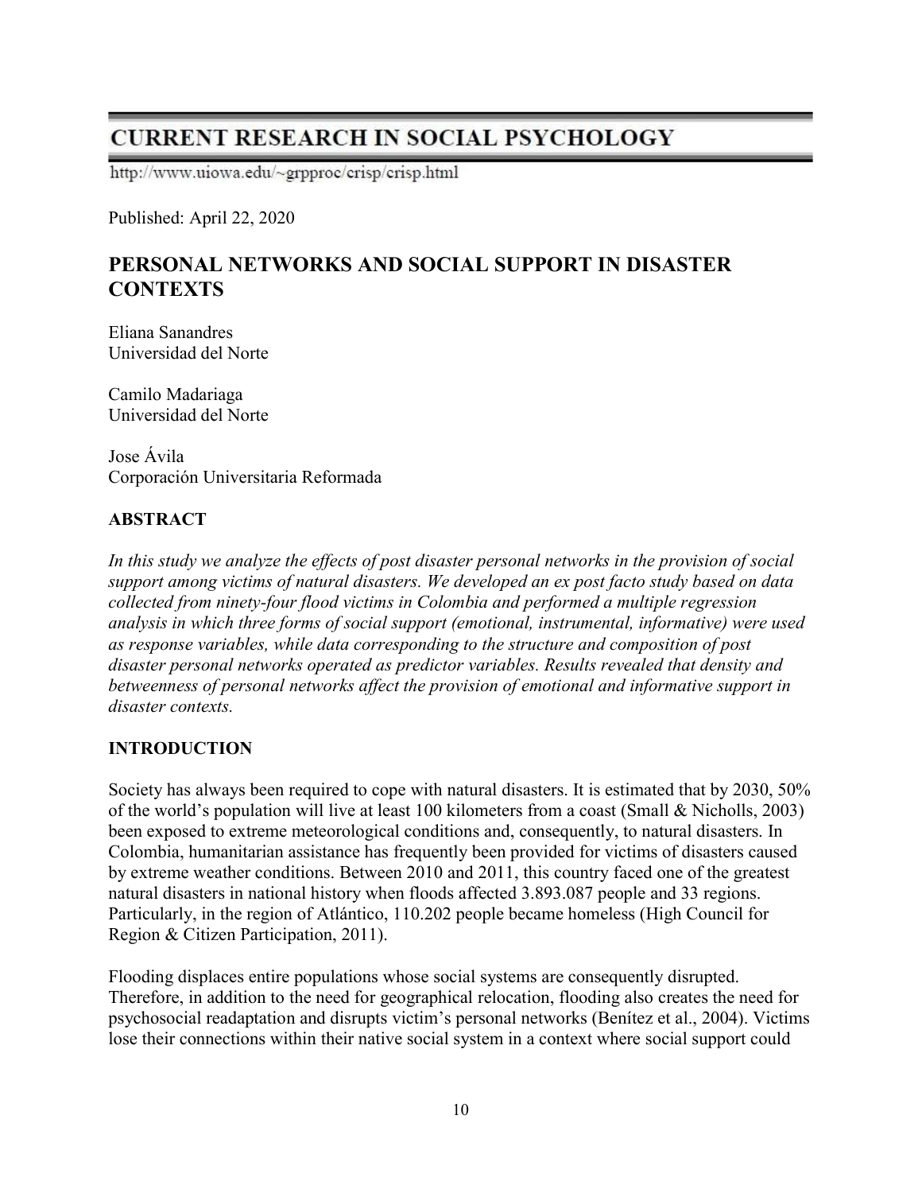# CURRENT RESEARCH IN SOCIAL PSYCHOLOGY

http://www.uiowa.edu/~grpproc/crisp/crisp.html

Published: April 22, 2020

## PERSONAL NETWORKS AND SOCIAL SUPPORT IN DISASTER CONTEXTS

Eliana Sanandres
Universidad del Norte

Camilo Madariaga
Universidad del Norte

Jose Ávila
Corporación Universitaria Reformada

### ABSTRACT

*In this study we analyze the effects of post disaster personal networks in the provision of social support among victims of natural disasters. We developed an ex post facto study based on data collected from ninety-four flood victims in Colombia and performed a multiple regression analysis in which three forms of social support (emotional, instrumental, informative) were used as response variables, while data corresponding to the structure and composition of post disaster personal networks operated as predictor variables. Results revealed that density and betweenness of personal networks affect the provision of emotional and informative support in disaster contexts.*

### INTRODUCTION

Society has always been required to cope with natural disasters. It is estimated that by 2030, 50% of the world's population will live at least 100 kilometers from a coast (Small & Nicholls, 2003) been exposed to extreme meteorological conditions and, consequently, to natural disasters. In Colombia, humanitarian assistance has frequently been provided for victims of disasters caused by extreme weather conditions. Between 2010 and 2011, this country faced one of the greatest natural disasters in national history when floods affected 3.893.087 people and 33 regions. Particularly, in the region of Atlántico, 110.202 people became homeless (High Council for Region & Citizen Participation, 2011).

Flooding displaces entire populations whose social systems are consequently disrupted. Therefore, in addition to the need for geographical relocation, flooding also creates the need for psychosocial readaptation and disrupts victim's personal networks (Benítez et al., 2004). Victims lose their connections within their native social system in a context where social support could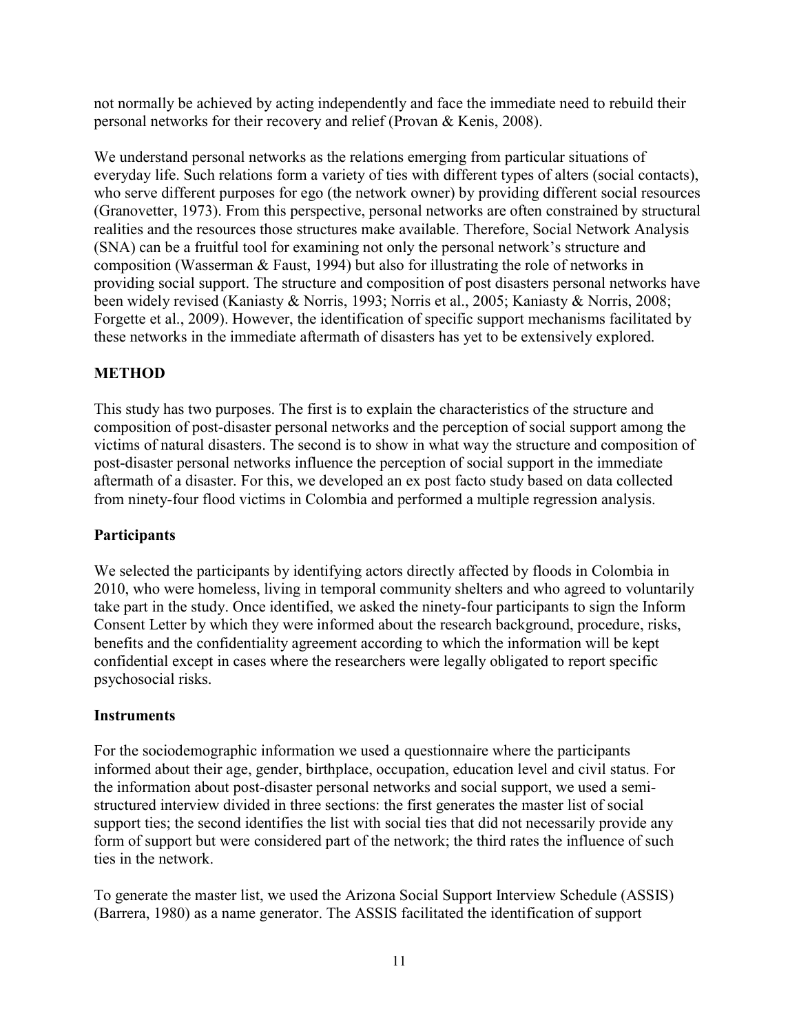not normally be achieved by acting independently and face the immediate need to rebuild their personal networks for their recovery and relief (Provan & Kenis, 2008).

We understand personal networks as the relations emerging from particular situations of everyday life. Such relations form a variety of ties with different types of alters (social contacts), who serve different purposes for ego (the network owner) by providing different social resources (Granovetter, 1973). From this perspective, personal networks are often constrained by structural realities and the resources those structures make available. Therefore, Social Network Analysis (SNA) can be a fruitful tool for examining not only the personal network's structure and composition (Wasserman & Faust, 1994) but also for illustrating the role of networks in providing social support. The structure and composition of post disasters personal networks have been widely revised (Kaniasty & Norris, 1993; Norris et al., 2005; Kaniasty & Norris, 2008; Forgette et al., 2009). However, the identification of specific support mechanisms facilitated by these networks in the immediate aftermath of disasters has yet to be extensively explored.

## METHOD

This study has two purposes. The first is to explain the characteristics of the structure and composition of post-disaster personal networks and the perception of social support among the victims of natural disasters. The second is to show in what way the structure and composition of post-disaster personal networks influence the perception of social support in the immediate aftermath of a disaster. For this, we developed an ex post facto study based on data collected from ninety-four flood victims in Colombia and performed a multiple regression analysis.

### Participants

We selected the participants by identifying actors directly affected by floods in Colombia in 2010, who were homeless, living in temporal community shelters and who agreed to voluntarily take part in the study. Once identified, we asked the ninety-four participants to sign the Inform Consent Letter by which they were informed about the research background, procedure, risks, benefits and the confidentiality agreement according to which the information will be kept confidential except in cases where the researchers were legally obligated to report specific psychosocial risks.

### Instruments

For the sociodemographic information we used a questionnaire where the participants informed about their age, gender, birthplace, occupation, education level and civil status. For the information about post-disaster personal networks and social support, we used a semi-structured interview divided in three sections: the first generates the master list of social support ties; the second identifies the list with social ties that did not necessarily provide any form of support but were considered part of the network; the third rates the influence of such ties in the network.

To generate the master list, we used the Arizona Social Support Interview Schedule (ASSIS) (Barrera, 1980) as a name generator. The ASSIS facilitated the identification of support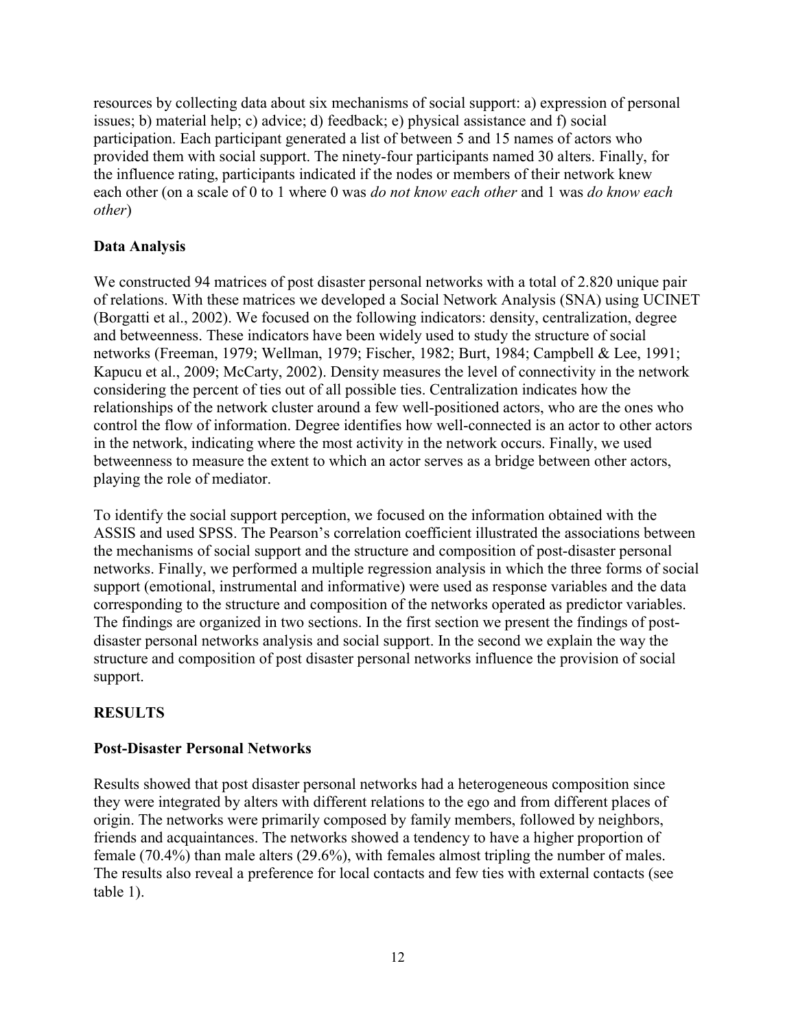resources by collecting data about six mechanisms of social support: a) expression of personal issues; b) material help; c) advice; d) feedback; e) physical assistance and f) social participation. Each participant generated a list of between 5 and 15 names of actors who provided them with social support. The ninety-four participants named 30 alters. Finally, for the influence rating, participants indicated if the nodes or members of their network knew each other (on a scale of 0 to 1 where 0 was *do not know each other* and 1 was *do know each other*)

## Data Analysis

We constructed 94 matrices of post disaster personal networks with a total of 2.820 unique pair of relations. With these matrices we developed a Social Network Analysis (SNA) using UCINET (Borgatti et al., 2002). We focused on the following indicators: density, centralization, degree and betweenness. These indicators have been widely used to study the structure of social networks (Freeman, 1979; Wellman, 1979; Fischer, 1982; Burt, 1984; Campbell & Lee, 1991; Kapucu et al., 2009; McCarty, 2002). Density measures the level of connectivity in the network considering the percent of ties out of all possible ties. Centralization indicates how the relationships of the network cluster around a few well-positioned actors, who are the ones who control the flow of information. Degree identifies how well-connected is an actor to other actors in the network, indicating where the most activity in the network occurs. Finally, we used betweenness to measure the extent to which an actor serves as a bridge between other actors, playing the role of mediator.

To identify the social support perception, we focused on the information obtained with the ASSIS and used SPSS. The Pearson's correlation coefficient illustrated the associations between the mechanisms of social support and the structure and composition of post-disaster personal networks. Finally, we performed a multiple regression analysis in which the three forms of social support (emotional, instrumental and informative) were used as response variables and the data corresponding to the structure and composition of the networks operated as predictor variables. The findings are organized in two sections. In the first section we present the findings of post-disaster personal networks analysis and social support. In the second we explain the way the structure and composition of post disaster personal networks influence the provision of social support.

# RESULTS

## Post-Disaster Personal Networks

Results showed that post disaster personal networks had a heterogeneous composition since they were integrated by alters with different relations to the ego and from different places of origin. The networks were primarily composed by family members, followed by neighbors, friends and acquaintances. The networks showed a tendency to have a higher proportion of female (70.4%) than male alters (29.6%), with females almost tripling the number of males. The results also reveal a preference for local contacts and few ties with external contacts (see table 1).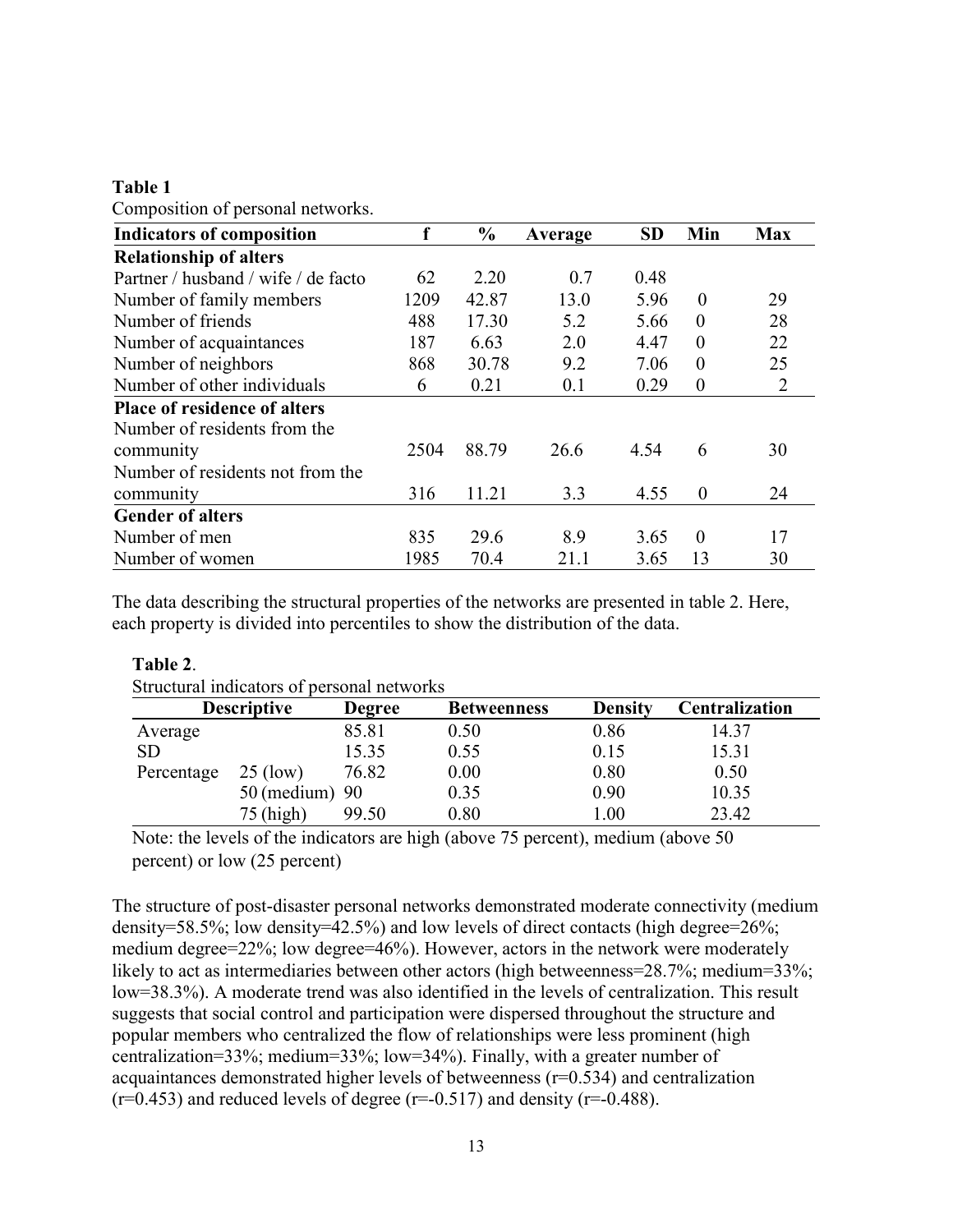**Table 1**
Composition of personal networks.

| Indicators of composition | f | % | Average | SD | Min | Max |
|---|---|---|---|---|---|---|
| **Relationship of alters** | | | | | | |
| Partner / husband / wife / de facto | 62 | 2.20 | 0.7 | 0.48 | | |
| Number of family members | 1209 | 42.87 | 13.0 | 5.96 | 0 | 29 |
| Number of friends | 488 | 17.30 | 5.2 | 5.66 | 0 | 28 |
| Number of acquaintances | 187 | 6.63 | 2.0 | 4.47 | 0 | 22 |
| Number of neighbors | 868 | 30.78 | 9.2 | 7.06 | 0 | 25 |
| Number of other individuals | 6 | 0.21 | 0.1 | 0.29 | 0 | 2 |
| **Place of residence of alters** | | | | | | |
| Number of residents from the community | 2504 | 88.79 | 26.6 | 4.54 | 6 | 30 |
| Number of residents not from the community | 316 | 11.21 | 3.3 | 4.55 | 0 | 24 |
| **Gender of alters** | | | | | | |
| Number of men | 835 | 29.6 | 8.9 | 3.65 | 0 | 17 |
| Number of women | 1985 | 70.4 | 21.1 | 3.65 | 13 | 30 |

The data describing the structural properties of the networks are presented in table 2. Here, each property is divided into percentiles to show the distribution of the data.

**Table 2**.
Structural indicators of personal networks

| Descriptive | | Degree | Betweenness | Density | Centralization |
|---|---|---|---|---|---|
| Average | | 85.81 | 0.50 | 0.86 | 14.37 |
| SD | | 15.35 | 0.55 | 0.15 | 15.31 |
| Percentage | 25 (low) | 76.82 | 0.00 | 0.80 | 0.50 |
| | 50 (medium) | 90 | 0.35 | 0.90 | 10.35 |
| | 75 (high) | 99.50 | 0.80 | 1.00 | 23.42 |

Note: the levels of the indicators are high (above 75 percent), medium (above 50 percent) or low (25 percent)

The structure of post-disaster personal networks demonstrated moderate connectivity (medium density=58.5%; low density=42.5%) and low levels of direct contacts (high degree=26%; medium degree=22%; low degree=46%). However, actors in the network were moderately likely to act as intermediaries between other actors (high betweenness=28.7%; medium=33%; low=38.3%). A moderate trend was also identified in the levels of centralization. This result suggests that social control and participation were dispersed throughout the structure and popular members who centralized the flow of relationships were less prominent (high centralization=33%; medium=33%; low=34%). Finally, with a greater number of acquaintances demonstrated higher levels of betweenness (r=0.534) and centralization (r=0.453) and reduced levels of degree (r=-0.517) and density (r=-0.488).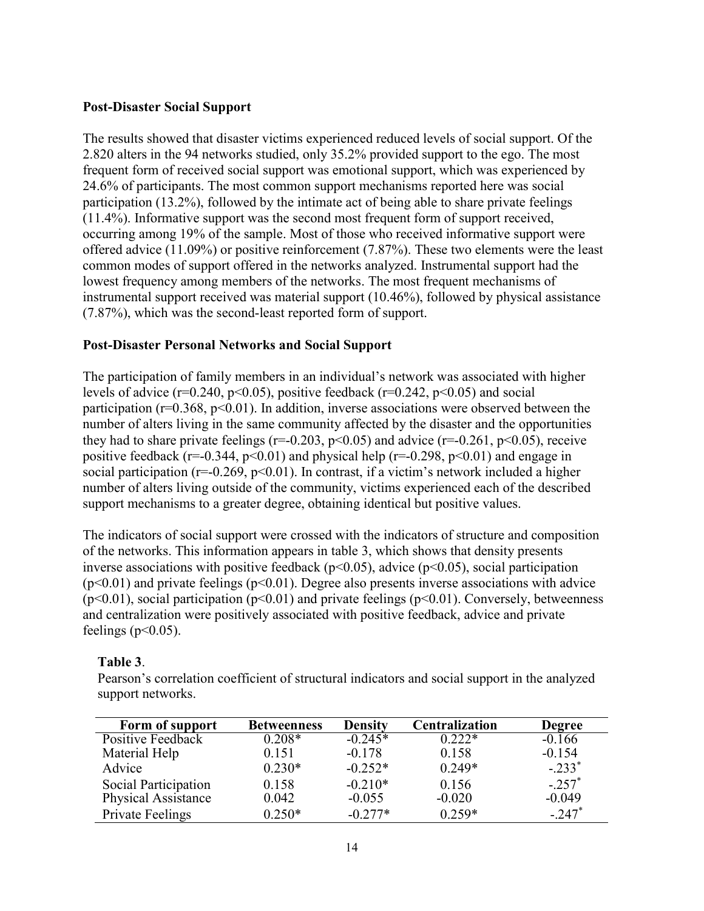### Post-Disaster Social Support

The results showed that disaster victims experienced reduced levels of social support. Of the 2.820 alters in the 94 networks studied, only 35.2% provided support to the ego. The most frequent form of received social support was emotional support, which was experienced by 24.6% of participants. The most common support mechanisms reported here was social participation (13.2%), followed by the intimate act of being able to share private feelings (11.4%). Informative support was the second most frequent form of support received, occurring among 19% of the sample. Most of those who received informative support were offered advice (11.09%) or positive reinforcement (7.87%). These two elements were the least common modes of support offered in the networks analyzed. Instrumental support had the lowest frequency among members of the networks. The most frequent mechanisms of instrumental support received was material support (10.46%), followed by physical assistance (7.87%), which was the second-least reported form of support.

### Post-Disaster Personal Networks and Social Support

The participation of family members in an individual's network was associated with higher levels of advice ($r=0.240$, $p<0.05$), positive feedback ($r=0.242$, $p<0.05$) and social participation ($r=0.368$, $p<0.01$). In addition, inverse associations were observed between the number of alters living in the same community affected by the disaster and the opportunities they had to share private feelings ($r=-0.203$, $p<0.05$) and advice ($r=-0.261$, $p<0.05$), receive positive feedback ($r=-0.344$, $p<0.01$) and physical help ($r=-0.298$, $p<0.01$) and engage in social participation ($r=-0.269$, $p<0.01$). In contrast, if a victim's network included a higher number of alters living outside of the community, victims experienced each of the described support mechanisms to a greater degree, obtaining identical but positive values.

The indicators of social support were crossed with the indicators of structure and composition of the networks. This information appears in table 3, which shows that density presents inverse associations with positive feedback ($p<0.05$), advice ($p<0.05$), social participation ($p<0.01$) and private feelings ($p<0.01$). Degree also presents inverse associations with advice ($p<0.01$), social participation ($p<0.01$) and private feelings ($p<0.01$). Conversely, betweenness and centralization were positively associated with positive feedback, advice and private feelings ($p<0.05$).

**Table 3**.
Pearson's correlation coefficient of structural indicators and social support in the analyzed support networks.

| Form of support | Betweenness | Density | Centralization | Degree |
|---|---|---|---|---|
| Positive Feedback | 0.208* | -0.245* | 0.222* | -0.166 |
| Material Help | 0.151 | -0.178 | 0.158 | -0.154 |
| Advice | 0.230* | -0.252* | 0.249* | -.233* |
| Social Participation | 0.158 | -0.210* | 0.156 | -.257* |
| Physical Assistance | 0.042 | -0.055 | -0.020 | -0.049 |
| Private Feelings | 0.250* | -0.277* | 0.259* | -.247* |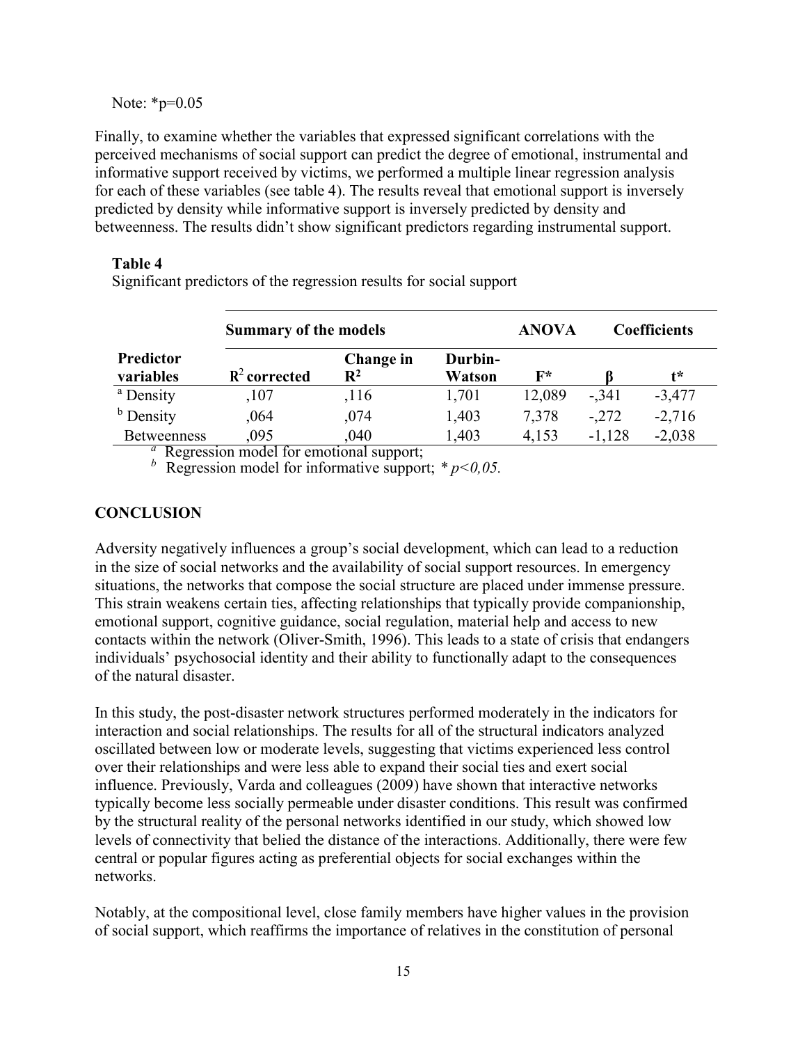Note: *p=0.05

Finally, to examine whether the variables that expressed significant correlations with the perceived mechanisms of social support can predict the degree of emotional, instrumental and informative support received by victims, we performed a multiple linear regression analysis for each of these variables (see table 4). The results reveal that emotional support is inversely predicted by density while informative support is inversely predicted by density and betweenness. The results didn't show significant predictors regarding instrumental support.

**Table 4**

Significant predictors of the regression results for social support

| | **Summary of the models** | | | **ANOVA** | **Coefficients** | |
|---|---|---|---|---|---|---|
| **Predictor variables** | $R^2$ **corrected** | **Change in** $R^2$ | **Durbin-Watson** | **F*** | **β** | **t*** |
| [a] Density | ,107 | ,116 | 1,701 | 12,089 | -,341 | -3,477 |
| [b] Density | ,064 | ,074 | 1,403 | 7,378 | -,272 | -2,716 |
| Betweenness | ,095 | ,040 | 1,403 | 4,153 | -1,128 | -2,038 |

[a] Regression model for emotional support;
[b] Regression model for informative support; * *p<0,05.*

## CONCLUSION

Adversity negatively influences a group's social development, which can lead to a reduction in the size of social networks and the availability of social support resources. In emergency situations, the networks that compose the social structure are placed under immense pressure. This strain weakens certain ties, affecting relationships that typically provide companionship, emotional support, cognitive guidance, social regulation, material help and access to new contacts within the network (Oliver-Smith, 1996). This leads to a state of crisis that endangers individuals' psychosocial identity and their ability to functionally adapt to the consequences of the natural disaster.

In this study, the post-disaster network structures performed moderately in the indicators for interaction and social relationships. The results for all of the structural indicators analyzed oscillated between low or moderate levels, suggesting that victims experienced less control over their relationships and were less able to expand their social ties and exert social influence. Previously, Varda and colleagues (2009) have shown that interactive networks typically become less socially permeable under disaster conditions. This result was confirmed by the structural reality of the personal networks identified in our study, which showed low levels of connectivity that belied the distance of the interactions. Additionally, there were few central or popular figures acting as preferential objects for social exchanges within the networks.

Notably, at the compositional level, close family members have higher values in the provision of social support, which reaffirms the importance of relatives in the constitution of personal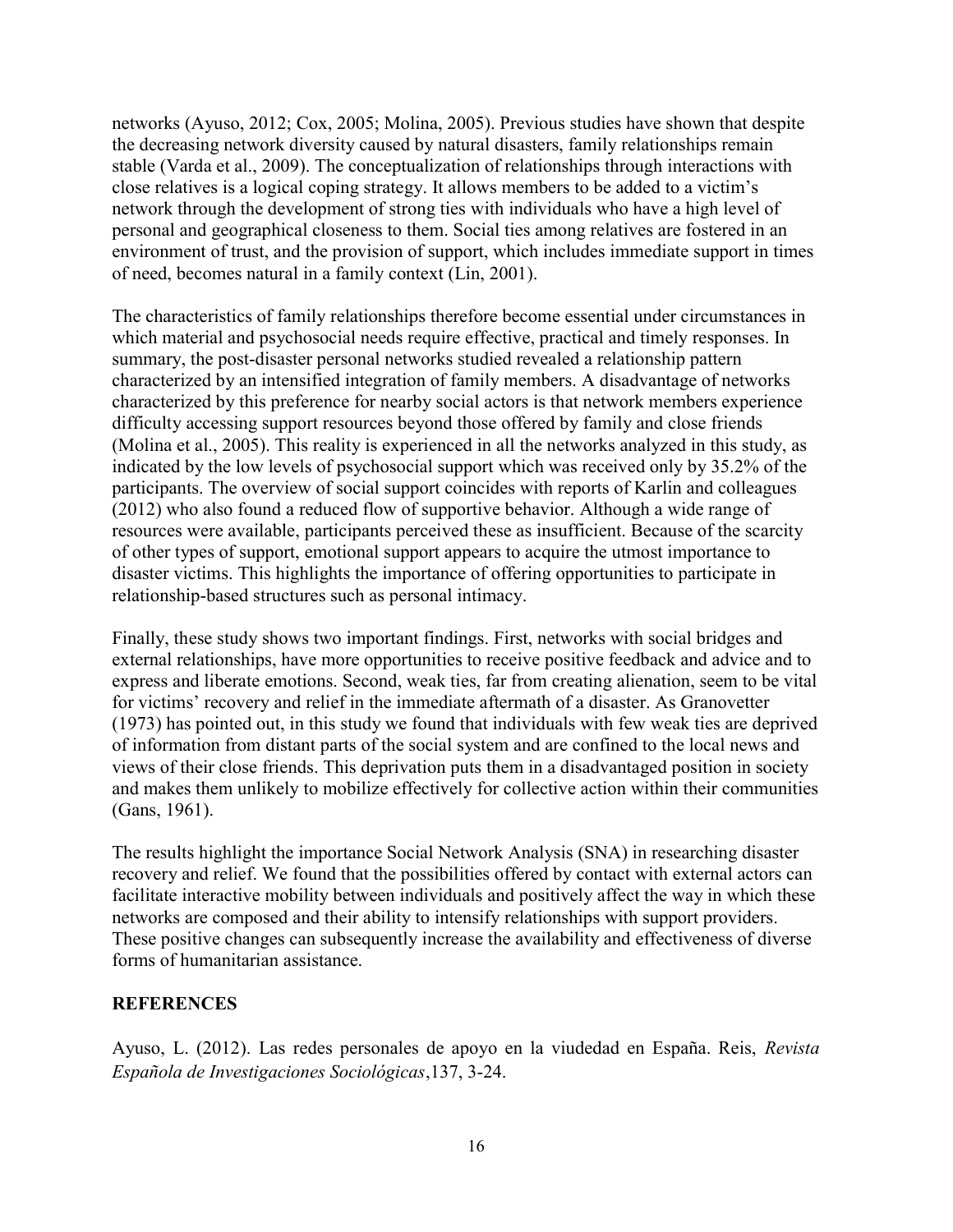networks (Ayuso, 2012; Cox, 2005; Molina, 2005). Previous studies have shown that despite the decreasing network diversity caused by natural disasters, family relationships remain stable (Varda et al., 2009). The conceptualization of relationships through interactions with close relatives is a logical coping strategy. It allows members to be added to a victim's network through the development of strong ties with individuals who have a high level of personal and geographical closeness to them. Social ties among relatives are fostered in an environment of trust, and the provision of support, which includes immediate support in times of need, becomes natural in a family context (Lin, 2001).

The characteristics of family relationships therefore become essential under circumstances in which material and psychosocial needs require effective, practical and timely responses. In summary, the post-disaster personal networks studied revealed a relationship pattern characterized by an intensified integration of family members. A disadvantage of networks characterized by this preference for nearby social actors is that network members experience difficulty accessing support resources beyond those offered by family and close friends (Molina et al., 2005). This reality is experienced in all the networks analyzed in this study, as indicated by the low levels of psychosocial support which was received only by 35.2% of the participants. The overview of social support coincides with reports of Karlin and colleagues (2012) who also found a reduced flow of supportive behavior. Although a wide range of resources were available, participants perceived these as insufficient. Because of the scarcity of other types of support, emotional support appears to acquire the utmost importance to disaster victims. This highlights the importance of offering opportunities to participate in relationship-based structures such as personal intimacy.

Finally, these study shows two important findings. First, networks with social bridges and external relationships, have more opportunities to receive positive feedback and advice and to express and liberate emotions. Second, weak ties, far from creating alienation, seem to be vital for victims' recovery and relief in the immediate aftermath of a disaster. As Granovetter (1973) has pointed out, in this study we found that individuals with few weak ties are deprived of information from distant parts of the social system and are confined to the local news and views of their close friends. This deprivation puts them in a disadvantaged position in society and makes them unlikely to mobilize effectively for collective action within their communities (Gans, 1961).

The results highlight the importance Social Network Analysis (SNA) in researching disaster recovery and relief. We found that the possibilities offered by contact with external actors can facilitate interactive mobility between individuals and positively affect the way in which these networks are composed and their ability to intensify relationships with support providers. These positive changes can subsequently increase the availability and effectiveness of diverse forms of humanitarian assistance.

## REFERENCES

Ayuso, L. (2012). Las redes personales de apoyo en la viudedad en España. Reis, *Revista Española de Investigaciones Sociológicas*,137, 3-24.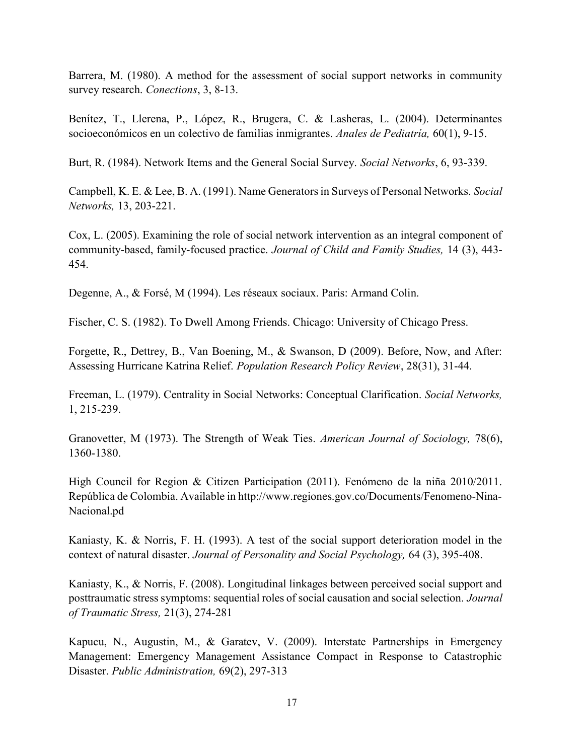Barrera, M. (1980). A method for the assessment of social support networks in community survey research. *Conections*, 3, 8-13.

Benítez, T., Llerena, P., López, R., Brugera, C. & Lasheras, L. (2004). Determinantes socioeconómicos en un colectivo de familias inmigrantes. *Anales de Pediatría,* 60(1), 9-15.

Burt, R. (1984). Network Items and the General Social Survey. *Social Networks*, 6, 93-339.

Campbell, K. E. & Lee, B. A. (1991). Name Generators in Surveys of Personal Networks. *Social Networks,* 13, 203-221.

Cox, L. (2005). Examining the role of social network intervention as an integral component of community-based, family-focused practice. *Journal of Child and Family Studies,* 14 (3), 443-454.

Degenne, A., & Forsé, M (1994). Les réseaux sociaux. Paris: Armand Colin.

Fischer, C. S. (1982). To Dwell Among Friends. Chicago: University of Chicago Press.

Forgette, R., Dettrey, B., Van Boening, M., & Swanson, D (2009). Before, Now, and After: Assessing Hurricane Katrina Relief. *Population Research Policy Review*, 28(31), 31-44.

Freeman, L. (1979). Centrality in Social Networks: Conceptual Clarification. *Social Networks,* 1, 215-239.

Granovetter, M (1973). The Strength of Weak Ties. *American Journal of Sociology,* 78(6), 1360-1380.

High Council for Region & Citizen Participation (2011). Fenómeno de la niña 2010/2011. República de Colombia. Available in http://www.regiones.gov.co/Documents/Fenomeno-Nina-Nacional.pd

Kaniasty, K. & Norris, F. H. (1993). A test of the social support deterioration model in the context of natural disaster. *Journal of Personality and Social Psychology,* 64 (3), 395-408.

Kaniasty, K., & Norris, F. (2008). Longitudinal linkages between perceived social support and posttraumatic stress symptoms: sequential roles of social causation and social selection. *Journal of Traumatic Stress,* 21(3), 274-281

Kapucu, N., Augustin, M., & Garatev, V. (2009). Interstate Partnerships in Emergency Management: Emergency Management Assistance Compact in Response to Catastrophic Disaster. *Public Administration,* 69(2), 297-313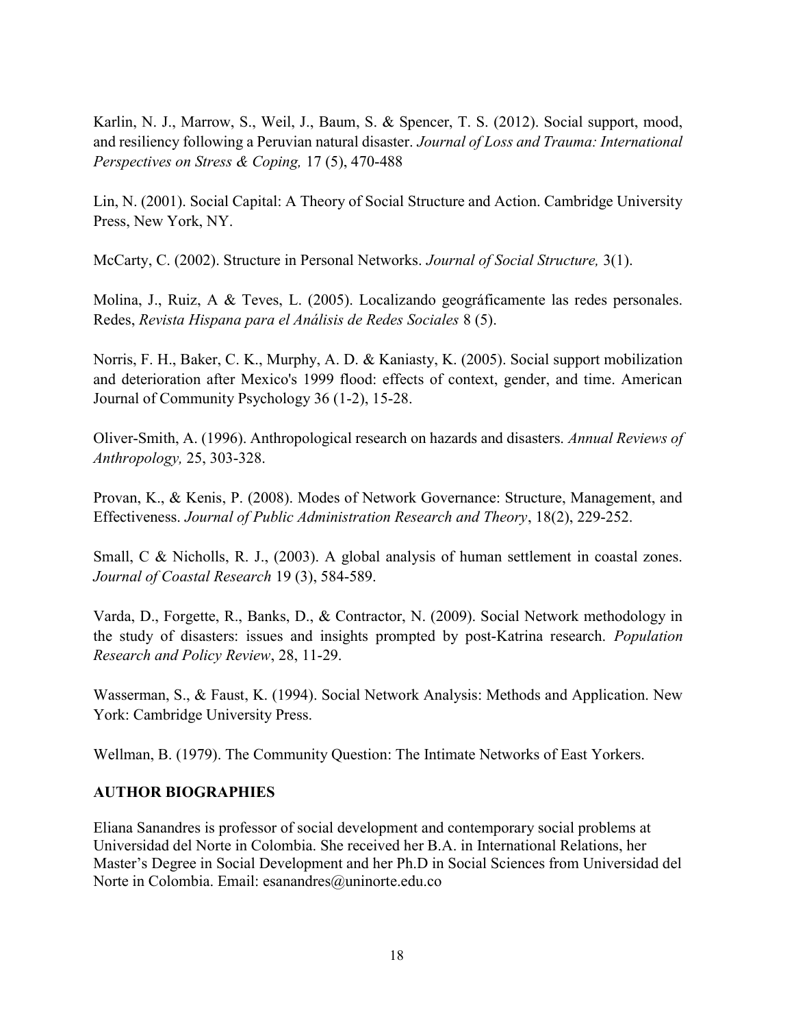Karlin, N. J., Marrow, S., Weil, J., Baum, S. & Spencer, T. S. (2012). Social support, mood, and resiliency following a Peruvian natural disaster. *Journal of Loss and Trauma: International Perspectives on Stress & Coping,* 17 (5), 470-488

Lin, N. (2001). Social Capital: A Theory of Social Structure and Action. Cambridge University Press, New York, NY.

McCarty, C. (2002). Structure in Personal Networks. *Journal of Social Structure,* 3(1).

Molina, J., Ruiz, A & Teves, L. (2005). Localizando geográficamente las redes personales. Redes, *Revista Hispana para el Análisis de Redes Sociales* 8 (5).

Norris, F. H., Baker, C. K., Murphy, A. D. & Kaniasty, K. (2005). Social support mobilization and deterioration after Mexico's 1999 flood: effects of context, gender, and time. American Journal of Community Psychology 36 (1-2), 15-28.

Oliver-Smith, A. (1996). Anthropological research on hazards and disasters. *Annual Reviews of Anthropology,* 25, 303-328.

Provan, K., & Kenis, P. (2008). Modes of Network Governance: Structure, Management, and Effectiveness. *Journal of Public Administration Research and Theory*, 18(2), 229-252.

Small, C & Nicholls, R. J., (2003). A global analysis of human settlement in coastal zones. *Journal of Coastal Research* 19 (3), 584-589.

Varda, D., Forgette, R., Banks, D., & Contractor, N. (2009). Social Network methodology in the study of disasters: issues and insights prompted by post-Katrina research. *Population Research and Policy Review*, 28, 11-29.

Wasserman, S., & Faust, K. (1994). Social Network Analysis: Methods and Application. New York: Cambridge University Press.

Wellman, B. (1979). The Community Question: The Intimate Networks of East Yorkers.

## AUTHOR BIOGRAPHIES

Eliana Sanandres is professor of social development and contemporary social problems at Universidad del Norte in Colombia. She received her B.A. in International Relations, her Master's Degree in Social Development and her Ph.D in Social Sciences from Universidad del Norte in Colombia. Email: esanandres@uninorte.edu.co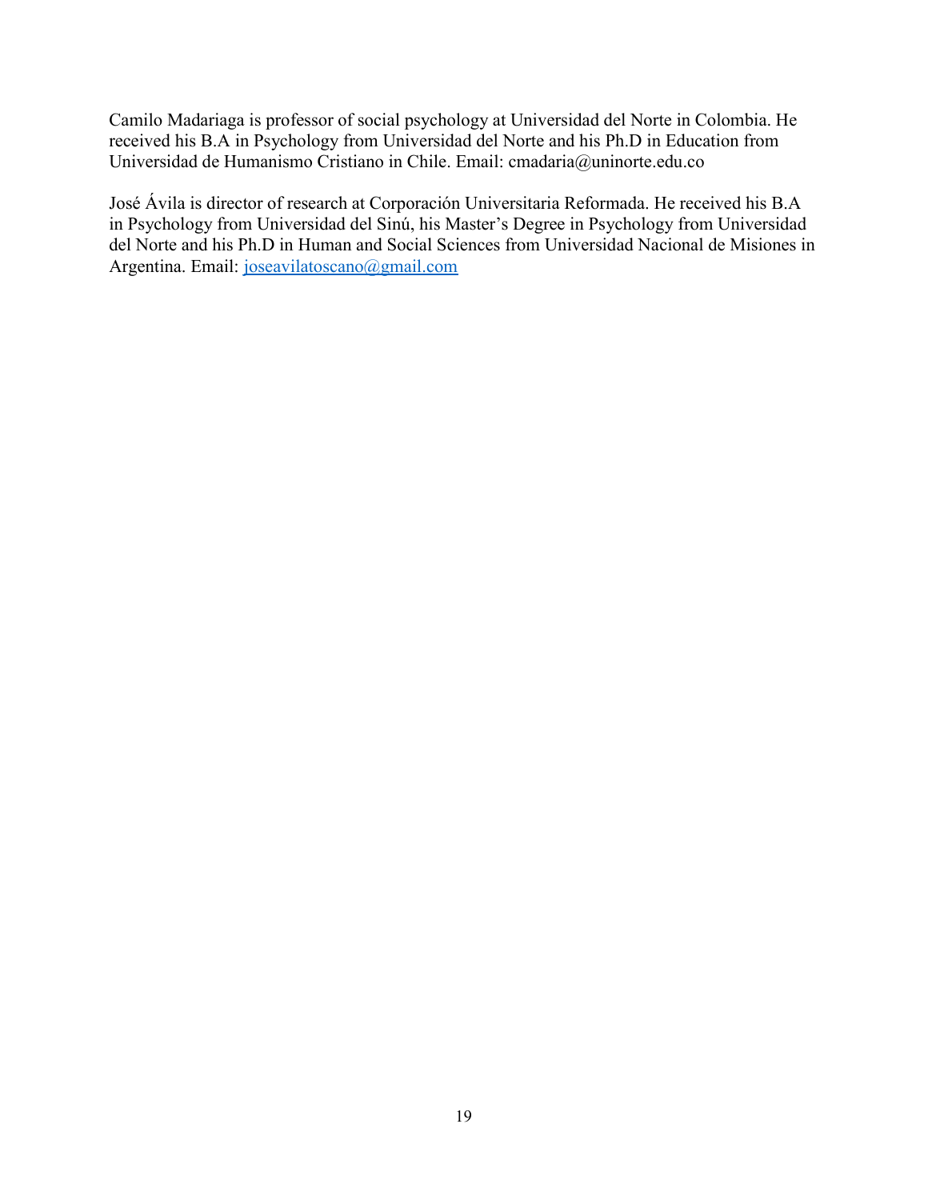Camilo Madariaga is professor of social psychology at Universidad del Norte in Colombia. He received his B.A in Psychology from Universidad del Norte and his Ph.D in Education from Universidad de Humanismo Cristiano in Chile. Email: cmadaria@uninorte.edu.co

José Ávila is director of research at Corporación Universitaria Reformada. He received his B.A in Psychology from Universidad del Sinú, his Master's Degree in Psychology from Universidad del Norte and his Ph.D in Human and Social Sciences from Universidad Nacional de Misiones in Argentina. Email: joseavilatoscano@gmail.com